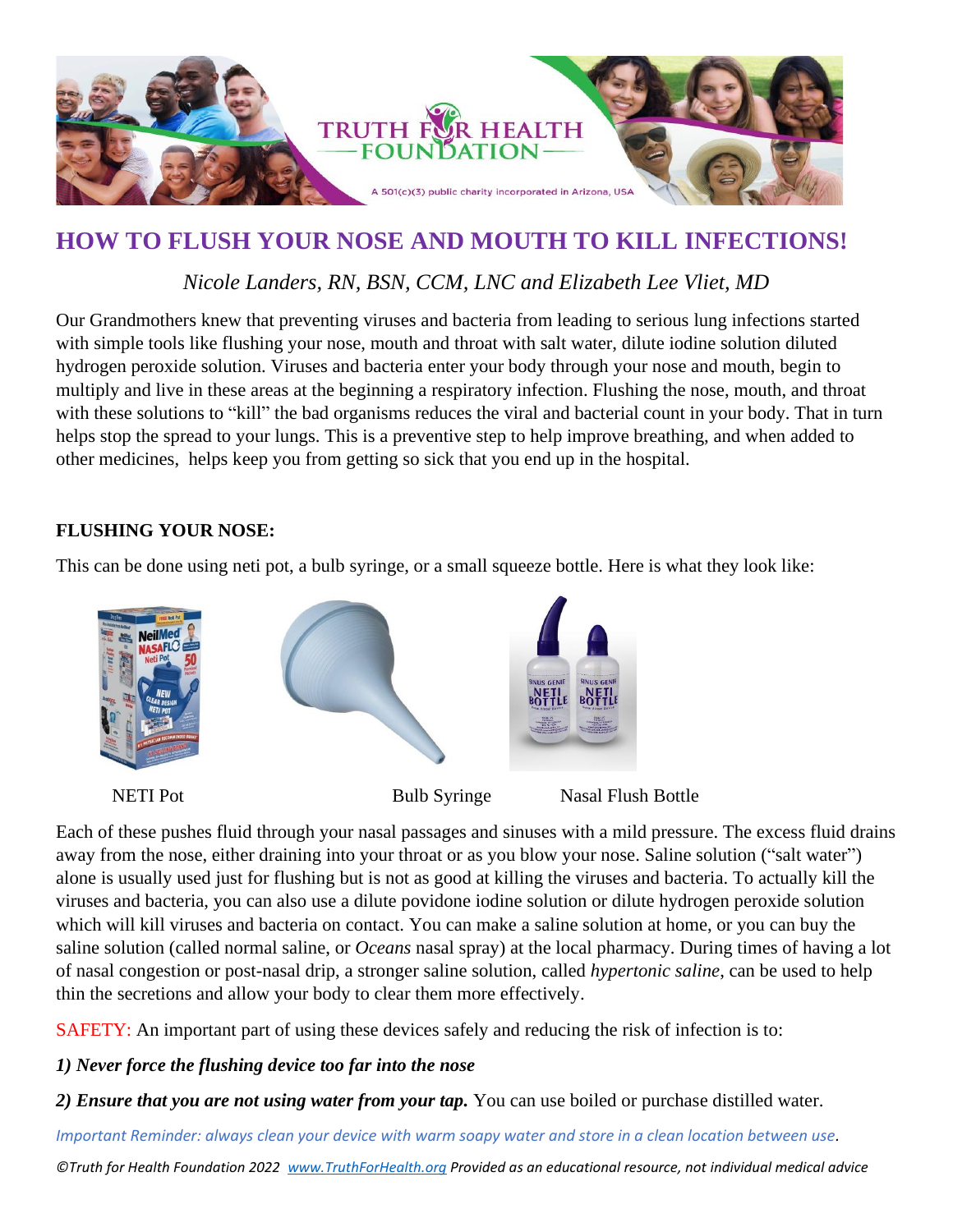# HOW TO FLUSH YOUR NOSE AND MOUTH TO KILL INFECTIONS!

*Nicole Landers, RN, BSN, CCM, LNC and Elizabeth Lee Vliet, MD*

Our Grandmothers knew that preventing viruses and bacteria from leading to serious lung infections started with simple tools like flushing your nose, mouth and throat with salt water, dilute iodine solution diluted hydrogen peroxide solution. Viruses and bacteria enter your body through your nose and mouth, begin to multiply and live in these areas at the beginning a respiratory infection. Flushing the nose, mouth, and throat with these solutions to "kill" the bad organisms reduces the viral and bacterial count in your body. That in turn helps stop the spread to your lungs. This is a preventive step to help improve breathing, and when added to other medicines, helps keep you from getting so sick that you end up in the hospital.

**FLUSHING YOUR NOSE:**

This can be done using neti pot, a bulb syringe, or a small squeeze bottle. Here is what they look like:

NETI Pot　　Bulb Syringe　　Nasal Flush Bottle

Each of these pushes fluid through your nasal passages and sinuses with a mild pressure. The excess fluid drains away from the nose, either draining into your throat or as you blow your nose. Saline solution ("salt water") alone is usually used just for flushing but is not as good at killing the viruses and bacteria. To actually kill the viruses and bacteria, you can also use a dilute povidone iodine solution or dilute hydrogen peroxide solution which will kill viruses and bacteria on contact. You can make a saline solution at home, or you can buy the saline solution (called normal saline, or *Oceans* nasal spray) at the local pharmacy. During times of having a lot of nasal congestion or post-nasal drip, a stronger saline solution, called *hypertonic saline*, can be used to help thin the secretions and allow your body to clear them more effectively.

SAFETY: An important part of using these devices safely and reducing the risk of infection is to:

***1) Never force the flushing device too far into the nose***

***2) Ensure that you are not using water from your tap.*** You can use boiled or purchase distilled water.

*Important Reminder: always clean your device with warm soapy water and store in a clean location between use.*

*©Truth for Health Foundation 2022 www.TruthForHealth.org Provided as an educational resource, not individual medical advice*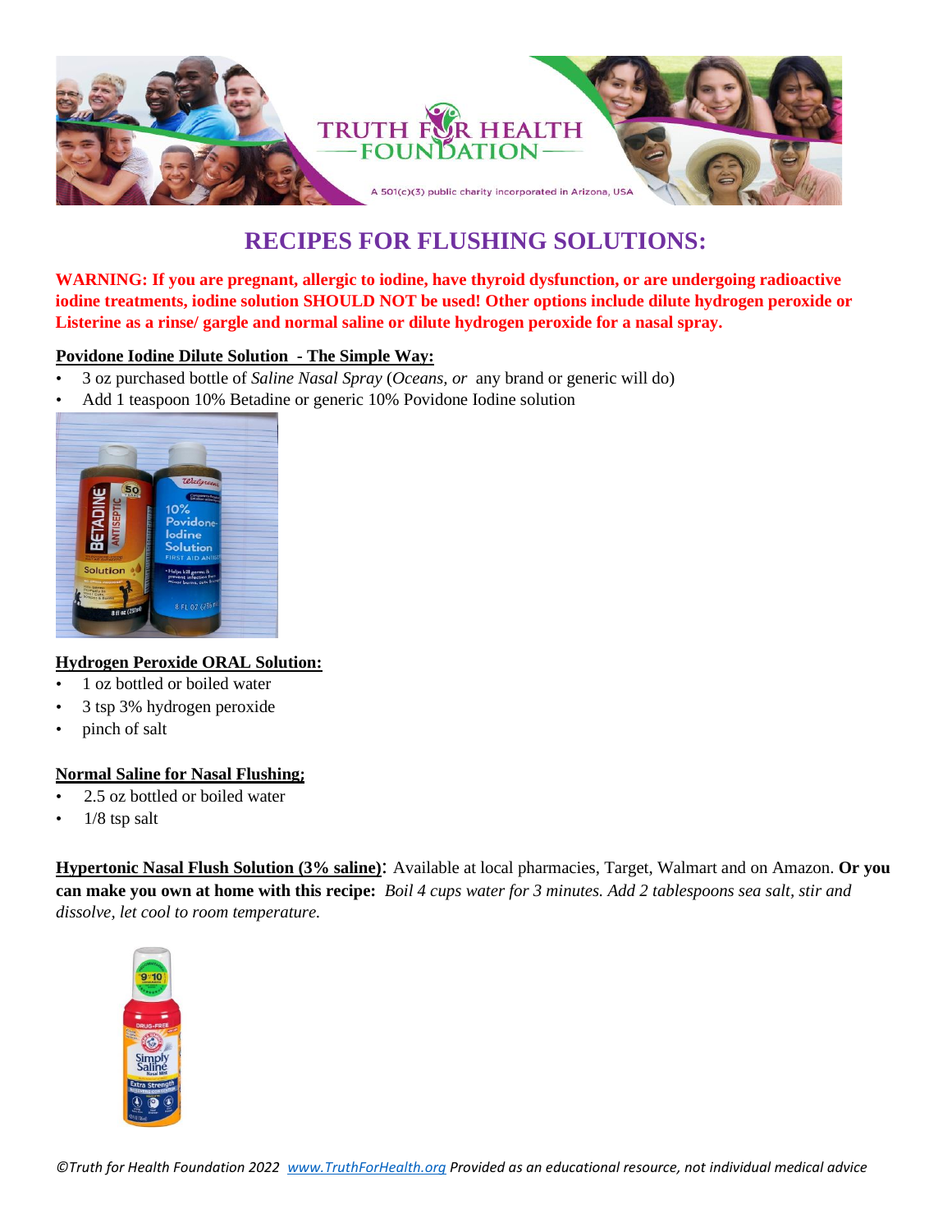# RECIPES FOR FLUSHING SOLUTIONS:

**WARNING: If you are pregnant, allergic to iodine, have thyroid dysfunction, or are undergoing radioactive iodine treatments, iodine solution SHOULD NOT be used! Other options include dilute hydrogen peroxide or Listerine as a rinse/ gargle and normal saline or dilute hydrogen peroxide for a nasal spray.**

**Povidone Iodine Dilute Solution - The Simple Way:**

- 3 oz purchased bottle of *Saline Nasal Spray* (*Oceans, or* any brand or generic will do)
- Add 1 teaspoon 10% Betadine or generic 10% Povidone Iodine solution

**Hydrogen Peroxide ORAL Solution:**

- 1 oz bottled or boiled water
- 3 tsp 3% hydrogen peroxide
- pinch of salt

**Normal Saline for Nasal Flushing;**

- 2.5 oz bottled or boiled water
- 1/8 tsp salt

**Hypertonic Nasal Flush Solution (3% saline)**: Available at local pharmacies, Target, Walmart and on Amazon. **Or you can make you own at home with this recipe:** *Boil 4 cups water for 3 minutes. Add 2 tablespoons sea salt, stir and dissolve, let cool to room temperature.*

*©Truth for Health Foundation 2022 www.TruthForHealth.org Provided as an educational resource, not individual medical advice*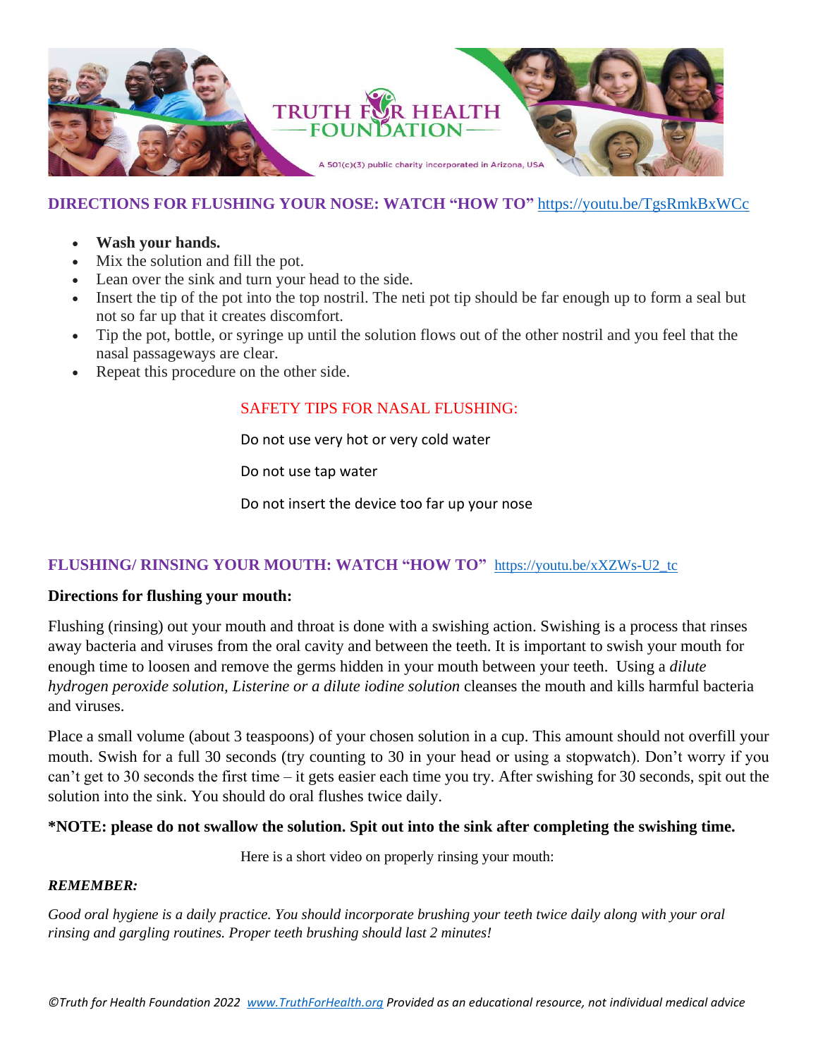## DIRECTIONS FOR FLUSHING YOUR NOSE: WATCH "HOW TO" https://youtu.be/TgsRmkBxWCc

- **Wash your hands.**
- Mix the solution and fill the pot.
- Lean over the sink and turn your head to the side.
- Insert the tip of the pot into the top nostril. The neti pot tip should be far enough up to form a seal but not so far up that it creates discomfort.
- Tip the pot, bottle, or syringe up until the solution flows out of the other nostril and you feel that the nasal passageways are clear.
- Repeat this procedure on the other side.

### SAFETY TIPS FOR NASAL FLUSHING:

Do not use very hot or very cold water

Do not use tap water

Do not insert the device too far up your nose

## FLUSHING/ RINSING YOUR MOUTH: WATCH "HOW TO" https://youtu.be/xXZWs-U2_tc

**Directions for flushing your mouth:**

Flushing (rinsing) out your mouth and throat is done with a swishing action. Swishing is a process that rinses away bacteria and viruses from the oral cavity and between the teeth. It is important to swish your mouth for enough time to loosen and remove the germs hidden in your mouth between your teeth. Using a *dilute hydrogen peroxide solution, Listerine or a dilute iodine solution* cleanses the mouth and kills harmful bacteria and viruses.

Place a small volume (about 3 teaspoons) of your chosen solution in a cup. This amount should not overfill your mouth. Swish for a full 30 seconds (try counting to 30 in your head or using a stopwatch). Don't worry if you can't get to 30 seconds the first time – it gets easier each time you try. After swishing for 30 seconds, spit out the solution into the sink. You should do oral flushes twice daily.

**\*NOTE: please do not swallow the solution. Spit out into the sink after completing the swishing time.**

Here is a short video on properly rinsing your mouth:

***REMEMBER:***

*Good oral hygiene is a daily practice. You should incorporate brushing your teeth twice daily along with your oral rinsing and gargling routines. Proper teeth brushing should last 2 minutes!*

*©Truth for Health Foundation 2022 www.TruthForHealth.org Provided as an educational resource, not individual medical advice*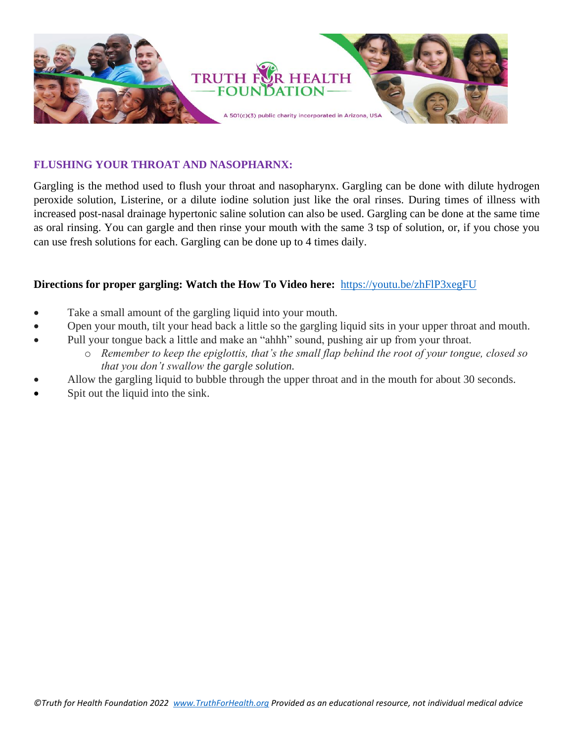## FLUSHING YOUR THROAT AND NASOPHARNX:

Gargling is the method used to flush your throat and nasopharynx. Gargling can be done with dilute hydrogen peroxide solution, Listerine, or a dilute iodine solution just like the oral rinses. During times of illness with increased post-nasal drainage hypertonic saline solution can also be used. Gargling can be done at the same time as oral rinsing. You can gargle and then rinse your mouth with the same 3 tsp of solution, or, if you chose you can use fresh solutions for each. Gargling can be done up to 4 times daily.

**Directions for proper gargling: Watch the How To Video here:** https://youtu.be/zhFlP3xegFU

- Take a small amount of the gargling liquid into your mouth.
- Open your mouth, tilt your head back a little so the gargling liquid sits in your upper throat and mouth.
- Pull your tongue back a little and make an "ahhh" sound, pushing air up from your throat.
  - *Remember to keep the epiglottis, that's the small flap behind the root of your tongue, closed so that you don't swallow the gargle solution.*
- Allow the gargling liquid to bubble through the upper throat and in the mouth for about 30 seconds.
- Spit out the liquid into the sink.

*©Truth for Health Foundation 2022 www.TruthForHealth.org Provided as an educational resource, not individual medical advice*